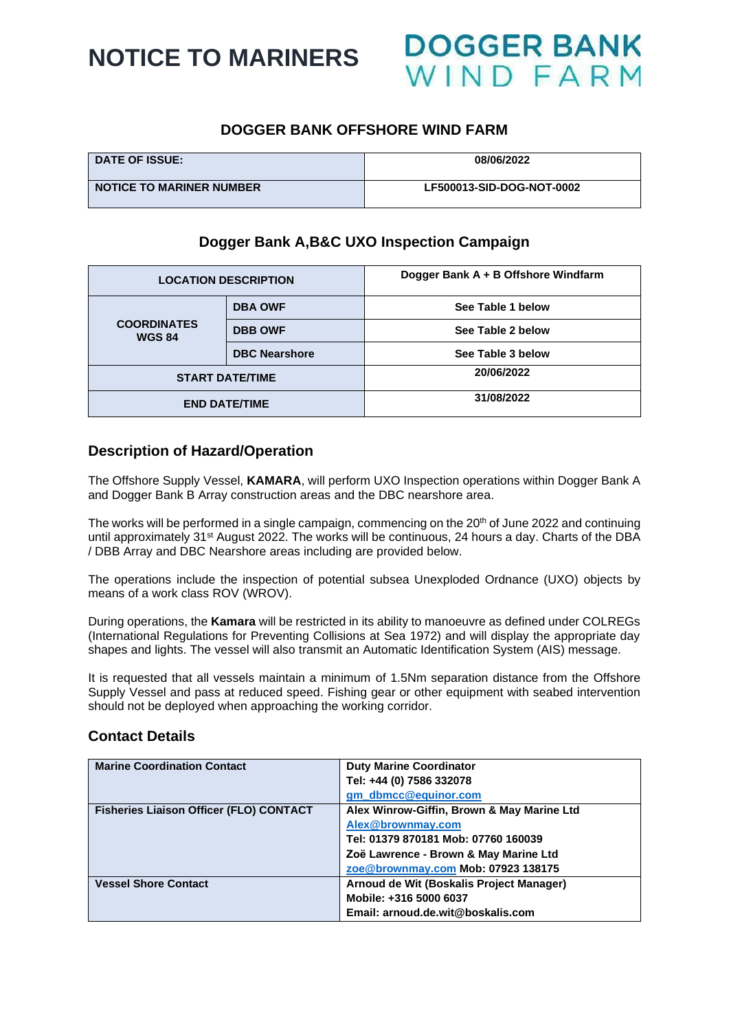# NOTICE TO MARINERS

DOGGER BANK WIND FARM

## DOGGER BANK OFFSHORE WIND FARM

| DATE OF ISSUE: | 08/06/2022 |
|---|---|
| NOTICE TO MARINER NUMBER | LF500013-SID-DOG-NOT-0002 |

## Dogger Bank A,B&C UXO Inspection Campaign

| LOCATION DESCRIPTION | | Dogger Bank A + B Offshore Windfarm |
|---|---|---|
| COORDINATES WGS 84 | DBA OWF | See Table 1 below |
| | DBB OWF | See Table 2 below |
| | DBC Nearshore | See Table 3 below |
| START DATE/TIME | | 20/06/2022 |
| END DATE/TIME | | 31/08/2022 |

## Description of Hazard/Operation

The Offshore Supply Vessel, **KAMARA**, will perform UXO Inspection operations within Dogger Bank A and Dogger Bank B Array construction areas and the DBC nearshore area.

The works will be performed in a single campaign, commencing on the 20th of June 2022 and continuing until approximately 31st August 2022. The works will be continuous, 24 hours a day. Charts of the DBA / DBB Array and DBC Nearshore areas including are provided below.

The operations include the inspection of potential subsea Unexploded Ordnance (UXO) objects by means of a work class ROV (WROV).

During operations, the **Kamara** will be restricted in its ability to manoeuvre as defined under COLREGs (International Regulations for Preventing Collisions at Sea 1972) and will display the appropriate day shapes and lights. The vessel will also transmit an Automatic Identification System (AIS) message.

It is requested that all vessels maintain a minimum of 1.5Nm separation distance from the Offshore Supply Vessel and pass at reduced speed. Fishing gear or other equipment with seabed intervention should not be deployed when approaching the working corridor.

## Contact Details

| Marine Coordination Contact | Duty Marine Coordinator<br>Tel: +44 (0) 7586 332078<br>gm_dbmcc@equinor.com |
|---|---|
| Fisheries Liaison Officer (FLO) CONTACT | Alex Winrow-Giffin, Brown & May Marine Ltd<br>Alex@brownmay.com<br>Tel: 01379 870181 Mob: 07760 160039<br>Zoë Lawrence - Brown & May Marine Ltd<br>zoe@brownmay.com Mob: 07923 138175 |
| Vessel Shore Contact | Arnoud de Wit (Boskalis Project Manager)<br>Mobile: +316 5000 6037<br>Email: arnoud.de.wit@boskalis.com |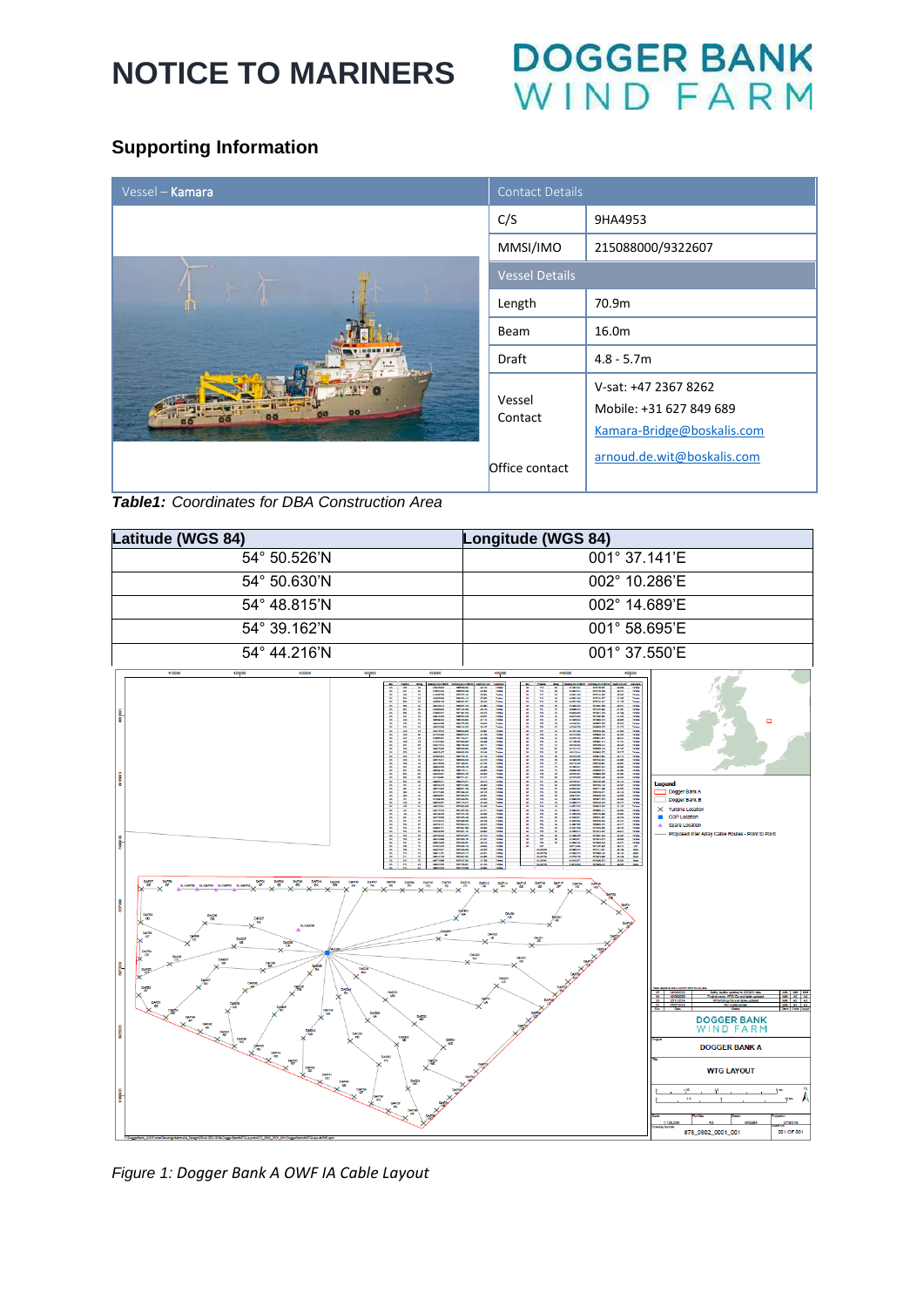# NOTICE TO MARINERS

**DOGGER BANK WIND FARM**

## Supporting Information

| Vessel – Kamara | Contact Details | |
|---|---|---|
| | C/S | 9HA4953 |
| | MMSI/IMO | 215088000/9322607 |
| | Vessel Details | |
| | Length | 70.9m |
| | Beam | 16.0m |
| | Draft | 4.8 - 5.7m |
| | Vessel Contact | V-sat: +47 2367 8262<br>Mobile: +31 627 849 689<br>Kamara-Bridge@boskalis.com |
| | Office contact | arnoud.de.wit@boskalis.com |

***Table1:*** *Coordinates for DBA Construction Area*

| Latitude (WGS 84) | Longitude (WGS 84) |
|---|---|
| 54° 50.526'N | 001° 37.141'E |
| 54° 50.630'N | 002° 10.286'E |
| 54° 48.815'N | 002° 14.689'E |
| 54° 39.162'N | 001° 58.695'E |
| 54° 44.216'N | 001° 37.550'E |

*Figure 1: Dogger Bank A OWF IA Cable Layout*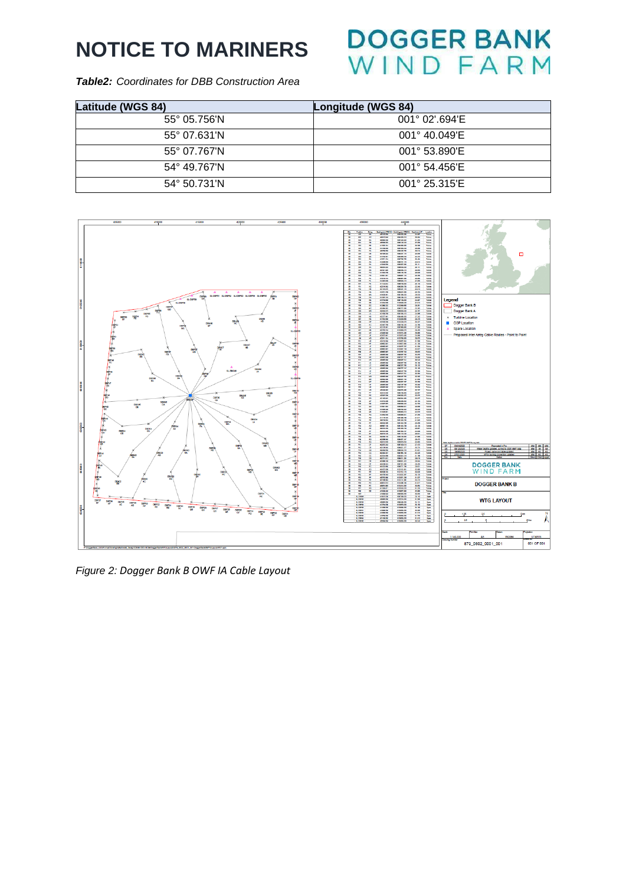# NOTICE TO MARINERS

***Table2:*** *Coordinates for DBB Construction Area*

| Latitude (WGS 84) | Longitude (WGS 84) |
|---|---|
| 55° 05.756'N | 001° 02'.694'E |
| 55° 07.631'N | 001° 40.049'E |
| 55° 07.767'N | 001° 53.890'E |
| 54° 49.767'N | 001° 54.456'E |
| 54° 50.731'N | 001° 25.315'E |

*Figure 2: Dogger Bank B OWF IA Cable Layout*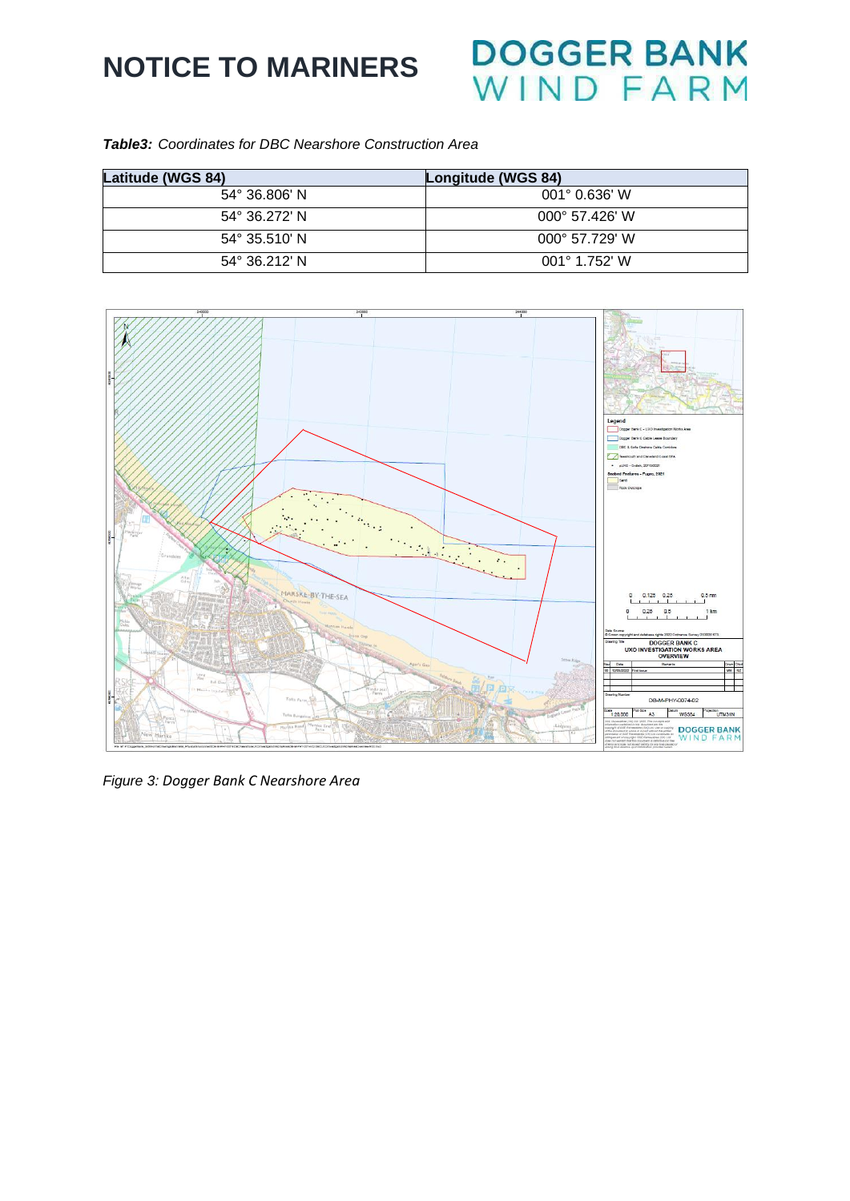# NOTICE TO MARINERS

*Table3: Coordinates for DBC Nearshore Construction Area*

| Latitude (WGS 84) | Longitude (WGS 84) |
| --- | --- |
| 54° 36.806' N | 001° 0.636' W |
| 54° 36.272' N | 000° 57.426' W |
| 54° 35.510' N | 000° 57.729' W |
| 54° 36.212' N | 001° 1.752' W |

*Figure 3: Dogger Bank C Nearshore Area*